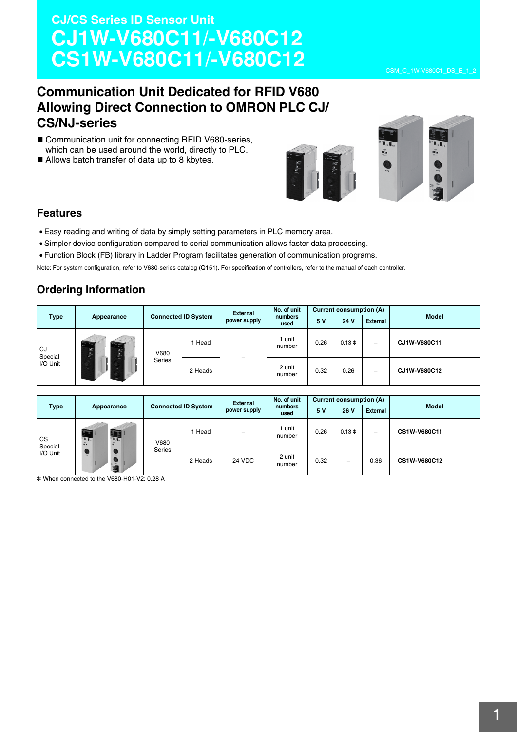# CJ/CS Series ID Sensor Unit

# CJ1W-V680C11/-V680C12 CS1W-V680C11/-V680C12

CSM_C_1W-V680C1_DS_E_1_2

## Communication Unit Dedicated for RFID V680 Allowing Direct Connection to OMRON PLC CJ/CS/NJ-series

- Communication unit for connecting RFID V680-series, which can be used around the world, directly to PLC.
- Allows batch transfer of data up to 8 kbytes.

## Features

- Easy reading and writing of data by simply setting parameters in PLC memory area.
- Simpler device configuration compared to serial communication allows faster data processing.
- Function Block (FB) library in Ladder Program facilitates generation of communication programs.

Note: For system configuration, refer to V680-series catalog (Q151). For specification of controllers, refer to the manual of each controller.

## Ordering Information

| Type | Appearance | Connected ID System | | External power supply | No. of unit numbers used | Current consumption (A) | | | Model |
|---|---|---|---|---|---|---|---|---|---|
| | | | | | | 5 V | 24 V | External | |
| CJ Special I/O Unit | | V680 Series | 1 Head | – | 1 unit number | 0.26 | 0.13* | – | CJ1W-V680C11 |
| | | | 2 Heads | | 2 unit number | 0.32 | 0.26 | – | CJ1W-V680C12 |

| Type | Appearance | Connected ID System | | External power supply | No. of unit numbers used | Current consumption (A) | | | Model |
|---|---|---|---|---|---|---|---|---|---|
| | | | | | | 5 V | 26 V | External | |
| CS Special I/O Unit | | V680 Series | 1 Head | – | 1 unit number | 0.26 | 0.13* | – | CS1W-V680C11 |
| | | | 2 Heads | 24 VDC | 2 unit number | 0.32 | – | 0.36 | CS1W-V680C12 |

* When connected to the V680-H01-V2: 0.28 A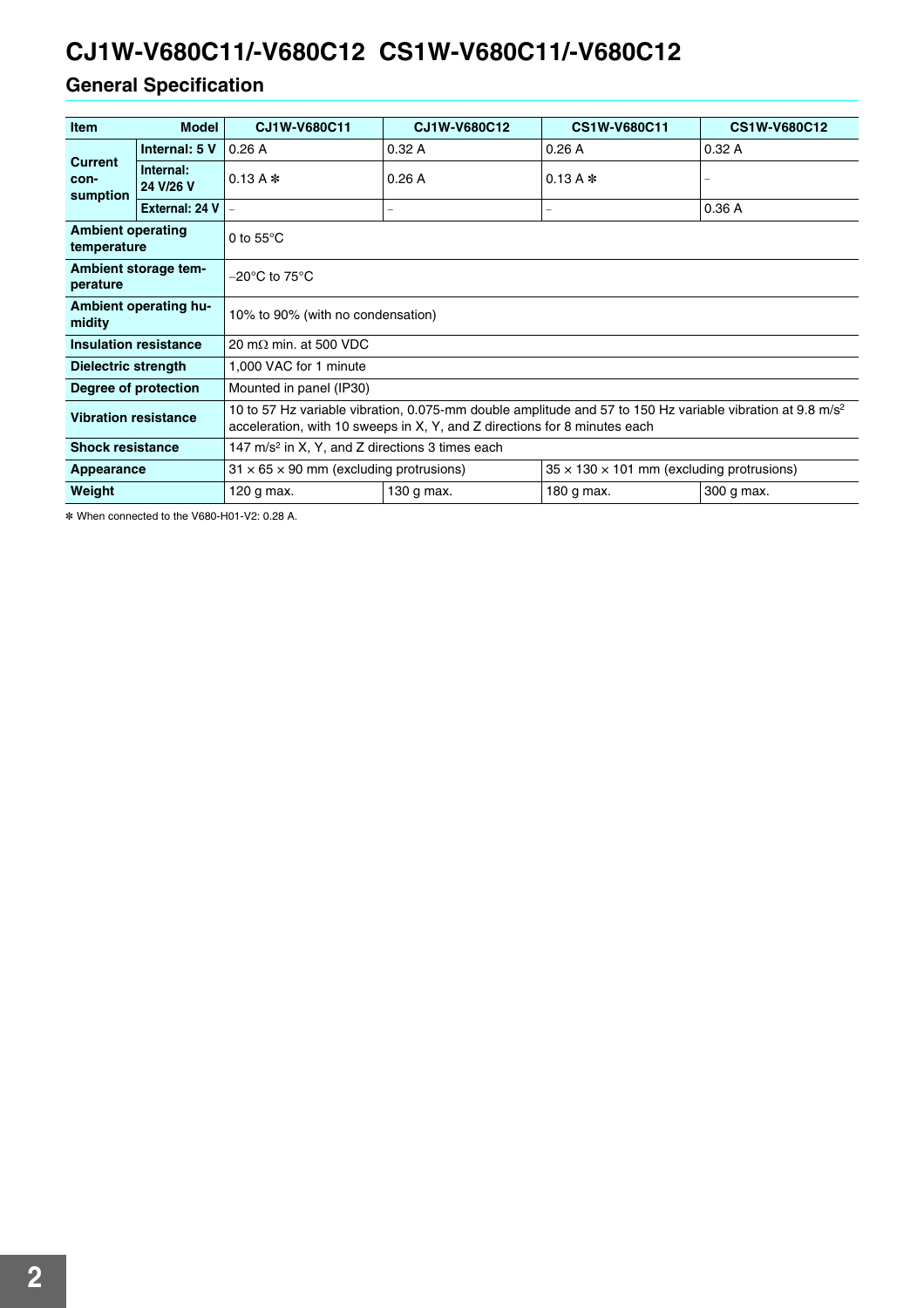# CJ1W-V680C11/-V680C12 CS1W-V680C11/-V680C12

## General Specification

| Item | Model | CJ1W-V680C11 | CJ1W-V680C12 | CS1W-V680C11 | CS1W-V680C12 |
|---|---|---|---|---|---|
| Current consumption | Internal: 5 V | 0.26 A | 0.32 A | 0.26 A | 0.32 A |
| | Internal: 24 V/26 V | 0.13 A ✻ | 0.26 A | 0.13 A ✻ | – |
| | External: 24 V | – | – | – | 0.36 A |
| Ambient operating temperature | | 0 to 55°C | | | |
| Ambient storage temperature | | −20°C to 75°C | | | |
| Ambient operating humidity | | 10% to 90% (with no condensation) | | | |
| Insulation resistance | | 20 mΩ min. at 500 VDC | | | |
| Dielectric strength | | 1,000 VAC for 1 minute | | | |
| Degree of protection | | Mounted in panel (IP30) | | | |
| Vibration resistance | | 10 to 57 Hz variable vibration, 0.075-mm double amplitude and 57 to 150 Hz variable vibration at 9.8 $m/s^2$ acceleration, with 10 sweeps in X, Y, and Z directions for 8 minutes each | | | |
| Shock resistance | | 147 $m/s^2$ in X, Y, and Z directions 3 times each | | | |
| Appearance | | 31 × 65 × 90 mm (excluding protrusions) | | 35 × 130 × 101 mm (excluding protrusions) | |
| Weight | | 120 g max. | 130 g max. | 180 g max. | 300 g max. |

✻ When connected to the V680-H01-V2: 0.28 A.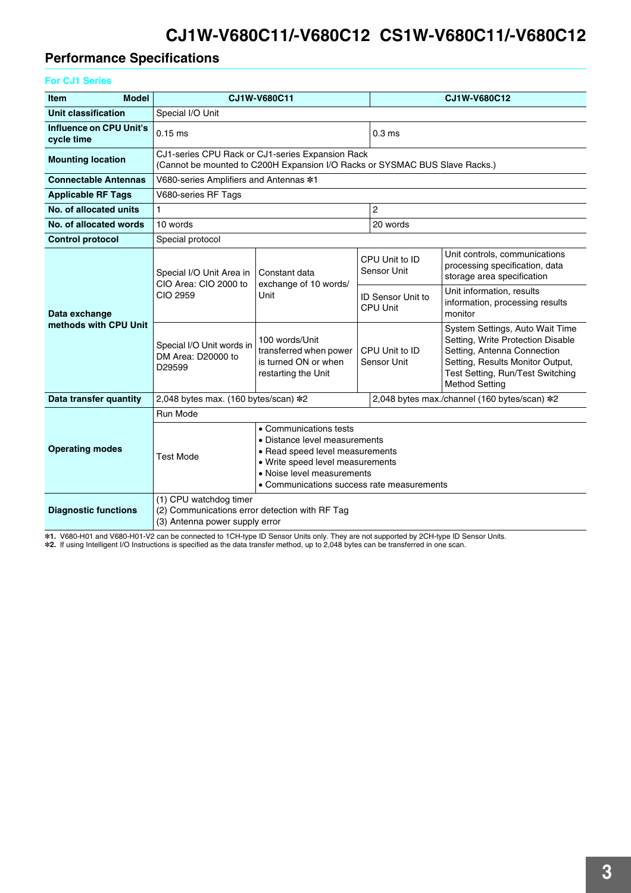# CJ1W-V680C11/-V680C12 CS1W-V680C11/-V680C12

## Performance Specifications

### For CJ1 Series

| Item / Model | | | CJ1W-V680C11 | CJ1W-V680C12 |
|---|---|---|---|---|
| **Unit classification** | Special I/O Unit | | | |
| **Influence on CPU Unit's cycle time** | 0.15 ms | | | 0.3 ms |
| **Mounting location** | CJ1-series CPU Rack or CJ1-series Expansion Rack (Cannot be mounted to C200H Expansion I/O Racks or SYSMAC BUS Slave Racks.) | | | |
| **Connectable Antennas** | V680-series Amplifiers and Antennas ✽1 | | | |
| **Applicable RF Tags** | V680-series RF Tags | | | |
| **No. of allocated units** | 1 | | | 2 |
| **No. of allocated words** | 10 words | | | 20 words |
| **Control protocol** | Special protocol | | | |
| **Data exchange methods with CPU Unit** | Special I/O Unit Area in CIO Area: CIO 2000 to CIO 2959 | Constant data exchange of 10 words/Unit | CPU Unit to ID Sensor Unit | Unit controls, communications processing specification, data storage area specification |
| | | | ID Sensor Unit to CPU Unit | Unit information, results information, processing results monitor |
| | Special I/O Unit words in DM Area: D20000 to D29599 | 100 words/Unit transferred when power is turned ON or when restarting the Unit | CPU Unit to ID Sensor Unit | System Settings, Auto Wait Time Setting, Write Protection Disable Setting, Antenna Connection Setting, Results Monitor Output, Test Setting, Run/Test Switching Method Setting |
| **Data transfer quantity** | 2,048 bytes max. (160 bytes/scan) ✽2 | | | 2,048 bytes max./channel (160 bytes/scan) ✽2 |
| **Operating modes** | Run Mode | | | |
| | Test Mode | • Communications tests<br>• Distance level measurements<br>• Read speed level measurements<br>• Write speed level measurements<br>• Noise level measurements<br>• Communications success rate measurements | | |
| **Diagnostic functions** | (1) CPU watchdog timer<br>(2) Communications error detection with RF Tag<br>(3) Antenna power supply error | | | |

✽1. V680-H01 and V680-H01-V2 can be connected to 1CH-type ID Sensor Units only. They are not supported by 2CH-type ID Sensor Units.
✽2. If using Intelligent I/O Instructions is specified as the data transfer method, up to 2,048 bytes can be transferred in one scan.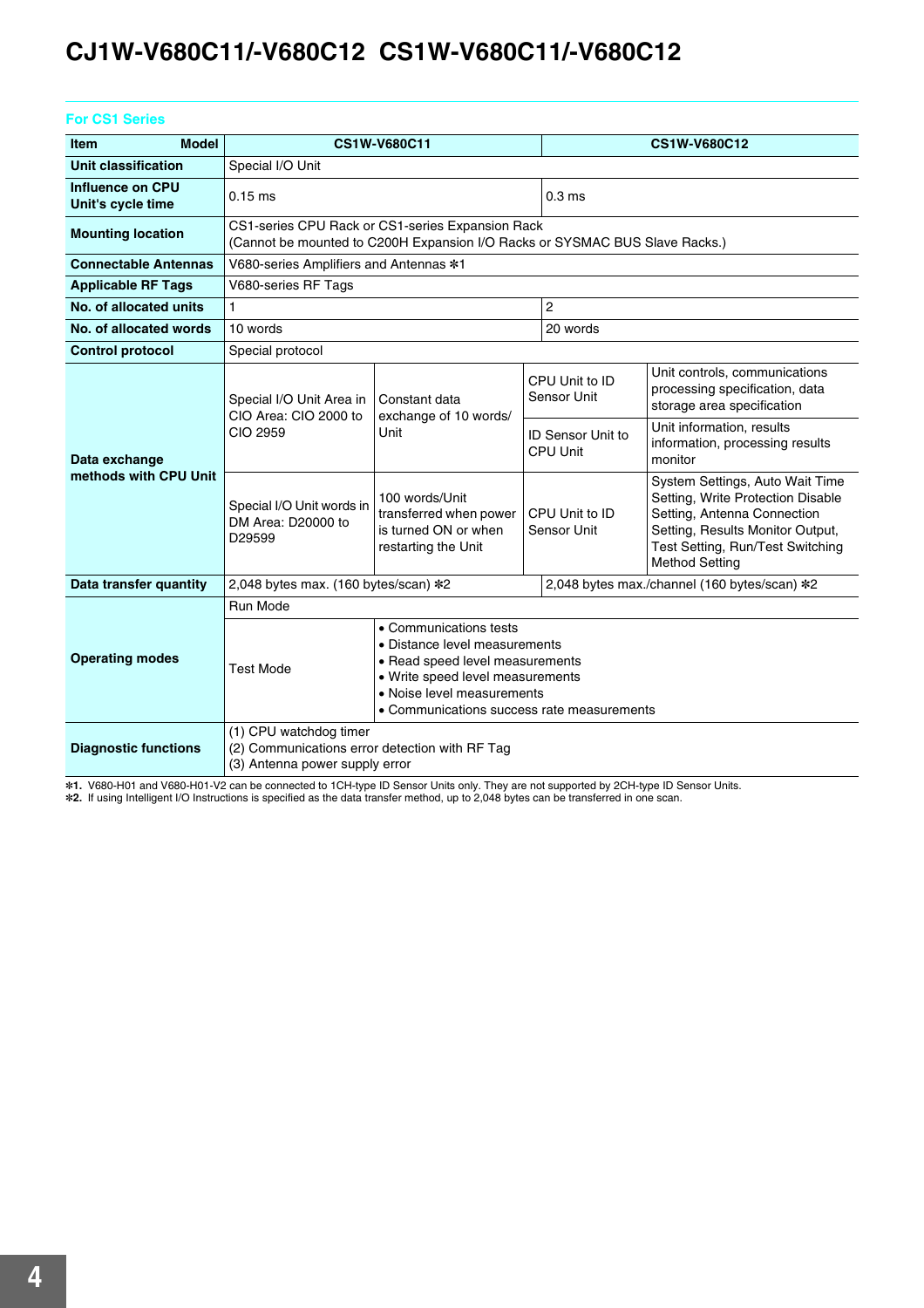# CJ1W-V680C11/-V680C12 CS1W-V680C11/-V680C12

### For CS1 Series

| Item / Model | CS1W-V680C11 | | | CS1W-V680C12 |
|---|---|---|---|---|
| Unit classification | Special I/O Unit | | | |
| Influence on CPU Unit's cycle time | 0.15 ms | | | 0.3 ms |
| Mounting location | CS1-series CPU Rack or CS1-series Expansion Rack (Cannot be mounted to C200H Expansion I/O Racks or SYSMAC BUS Slave Racks.) | | | |
| Connectable Antennas | V680-series Amplifiers and Antennas *1 | | | |
| Applicable RF Tags | V680-series RF Tags | | | |
| No. of allocated units | 1 | | | 2 |
| No. of allocated words | 10 words | | | 20 words |
| Control protocol | Special protocol | | | |
| Data exchange methods with CPU Unit | Special I/O Unit Area in CIO Area: CIO 2000 to CIO 2959 | Constant data exchange of 10 words/Unit | CPU Unit to ID Sensor Unit | Unit controls, communications processing specification, data storage area specification |
| | | | ID Sensor Unit to CPU Unit | Unit information, results information, processing results monitor |
| | Special I/O Unit words in DM Area: D20000 to D29599 | 100 words/Unit transferred when power is turned ON or when restarting the Unit | CPU Unit to ID Sensor Unit | System Settings, Auto Wait Time Setting, Write Protection Disable Setting, Antenna Connection Setting, Results Monitor Output, Test Setting, Run/Test Switching Method Setting |
| Data transfer quantity | 2,048 bytes max. (160 bytes/scan) *2 | | | 2,048 bytes max./channel (160 bytes/scan) *2 |
| Operating modes | Run Mode | | | |
| | Test Mode | • Communications tests<br>• Distance level measurements<br>• Read speed level measurements<br>• Write speed level measurements<br>• Noise level measurements<br>• Communications success rate measurements | | |
| Diagnostic functions | (1) CPU watchdog timer<br>(2) Communications error detection with RF Tag<br>(3) Antenna power supply error | | | |

*1. V680-H01 and V680-H01-V2 can be connected to 1CH-type ID Sensor Units only. They are not supported by 2CH-type ID Sensor Units.
*2. If using Intelligent I/O Instructions is specified as the data transfer method, up to 2,048 bytes can be transferred in one scan.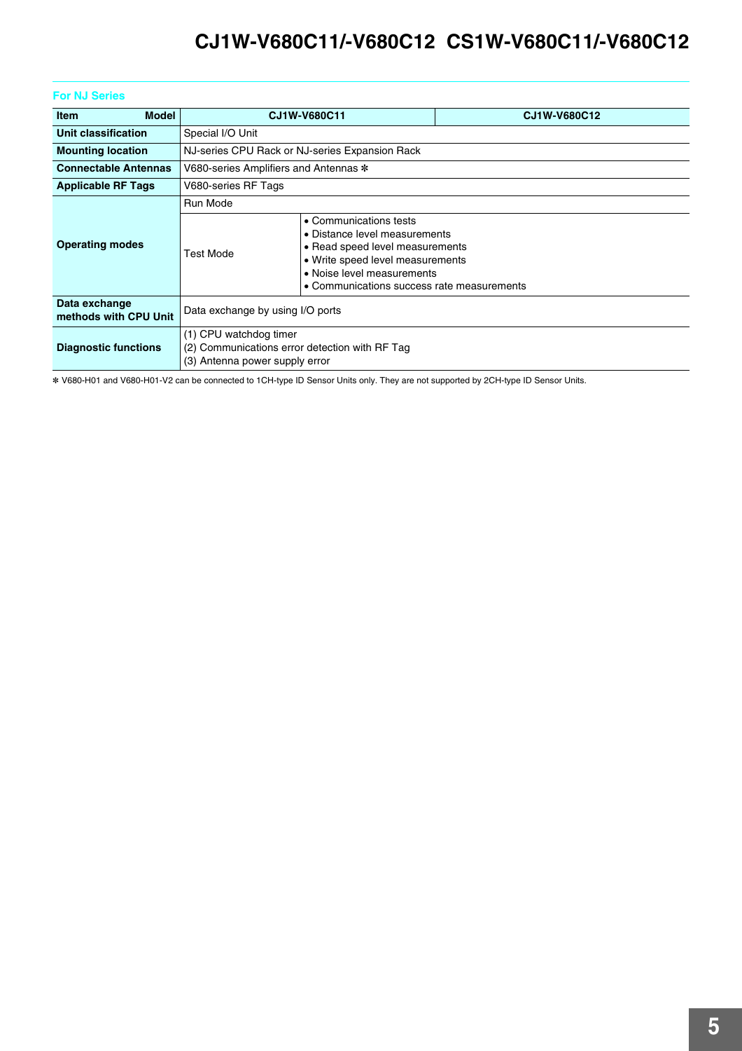### For NJ Series

| Item　　Model | CJ1W-V680C11 | | CJ1W-V680C12 |
|---|---|---|---|
| **Unit classification** | Special I/O Unit | | |
| **Mounting location** | NJ-series CPU Rack or NJ-series Expansion Rack | | |
| **Connectable Antennas** | V680-series Amplifiers and Antennas ✻ | | |
| **Applicable RF Tags** | V680-series RF Tags | | |
| **Operating modes** | Run Mode | | |
| | Test Mode | • Communications tests<br>• Distance level measurements<br>• Read speed level measurements<br>• Write speed level measurements<br>• Noise level measurements<br>• Communications success rate measurements | |
| **Data exchange methods with CPU Unit** | Data exchange by using I/O ports | | |
| **Diagnostic functions** | (1) CPU watchdog timer<br>(2) Communications error detection with RF Tag<br>(3) Antenna power supply error | | |

✻ V680-H01 and V680-H01-V2 can be connected to 1CH-type ID Sensor Units only. They are not supported by 2CH-type ID Sensor Units.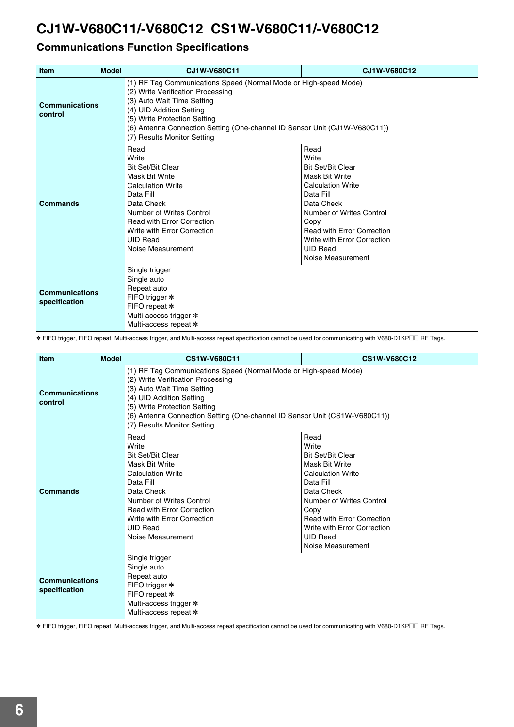# CJ1W-V680C11/-V680C12  CS1W-V680C11/-V680C12

## Communications Function Specifications

| Item / Model | CJ1W-V680C11 | CJ1W-V680C12 |
|---|---|---|
| Communications control | (1) RF Tag Communications Speed (Normal Mode or High-speed Mode)<br>(2) Write Verification Processing<br>(3) Auto Wait Time Setting<br>(4) UID Addition Setting<br>(5) Write Protection Setting<br>(6) Antenna Connection Setting (One-channel ID Sensor Unit (CJ1W-V680C11))<br>(7) Results Monitor Setting | |
| Commands | Read<br>Write<br>Bit Set/Bit Clear<br>Mask Bit Write<br>Calculation Write<br>Data Fill<br>Data Check<br>Number of Writes Control<br>Read with Error Correction<br>Write with Error Correction<br>UID Read<br>Noise Measurement | Read<br>Write<br>Bit Set/Bit Clear<br>Mask Bit Write<br>Calculation Write<br>Data Fill<br>Data Check<br>Number of Writes Control<br>Copy<br>Read with Error Correction<br>Write with Error Correction<br>UID Read<br>Noise Measurement |
| Communications specification | Single trigger<br>Single auto<br>Repeat auto<br>FIFO trigger *<br>FIFO repeat *<br>Multi-access trigger *<br>Multi-access repeat * | |

* FIFO trigger, FIFO repeat, Multi-access trigger, and Multi-access repeat specification cannot be used for communicating with V680-D1KP□□ RF Tags.

| Item / Model | CS1W-V680C11 | CS1W-V680C12 |
|---|---|---|
| Communications control | (1) RF Tag Communications Speed (Normal Mode or High-speed Mode)<br>(2) Write Verification Processing<br>(3) Auto Wait Time Setting<br>(4) UID Addition Setting<br>(5) Write Protection Setting<br>(6) Antenna Connection Setting (One-channel ID Sensor Unit (CS1W-V680C11))<br>(7) Results Monitor Setting | |
| Commands | Read<br>Write<br>Bit Set/Bit Clear<br>Mask Bit Write<br>Calculation Write<br>Data Fill<br>Data Check<br>Number of Writes Control<br>Read with Error Correction<br>Write with Error Correction<br>UID Read<br>Noise Measurement | Read<br>Write<br>Bit Set/Bit Clear<br>Mask Bit Write<br>Calculation Write<br>Data Fill<br>Data Check<br>Number of Writes Control<br>Copy<br>Read with Error Correction<br>Write with Error Correction<br>UID Read<br>Noise Measurement |
| Communications specification | Single trigger<br>Single auto<br>Repeat auto<br>FIFO trigger *<br>FIFO repeat *<br>Multi-access trigger *<br>Multi-access repeat * | |

* FIFO trigger, FIFO repeat, Multi-access trigger, and Multi-access repeat specification cannot be used for communicating with V680-D1KP□□ RF Tags.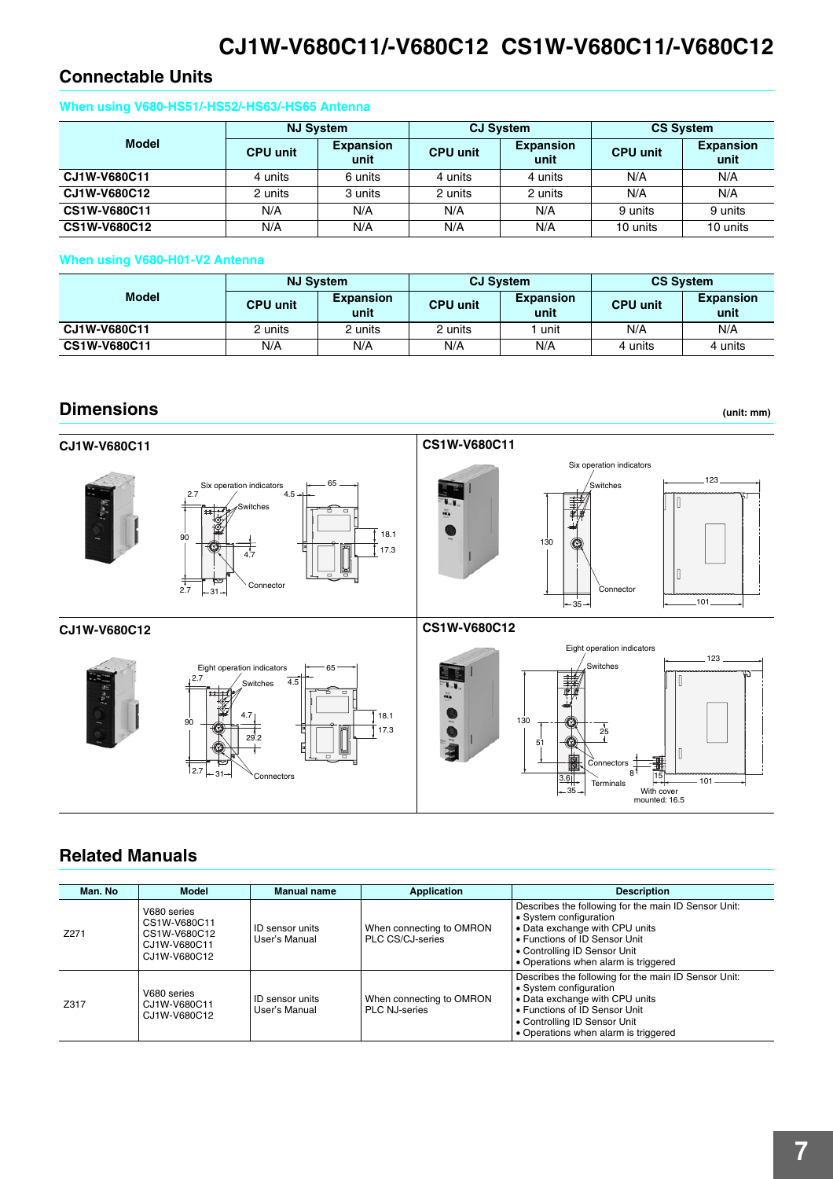## Connectable Units

### When using V680-HS51/-HS52/-HS63/-HS65 Antenna

| Model | NJ System | | CJ System | | CS System | |
|---|---|---|---|---|---|---|
| | CPU unit | Expansion unit | CPU unit | Expansion unit | CPU unit | Expansion unit |
| CJ1W-V680C11 | 4 units | 6 units | 4 units | 4 units | N/A | N/A |
| CJ1W-V680C12 | 2 units | 3 units | 2 units | 2 units | N/A | N/A |
| CS1W-V680C11 | N/A | N/A | N/A | N/A | 9 units | 9 units |
| CS1W-V680C12 | N/A | N/A | N/A | N/A | 10 units | 10 units |

### When using V680-H01-V2 Antenna

| Model | NJ System | | CJ System | | CS System | |
|---|---|---|---|---|---|---|
| | CPU unit | Expansion unit | CPU unit | Expansion unit | CPU unit | Expansion unit |
| CJ1W-V680C11 | 2 units | 2 units | 2 units | 1 unit | N/A | N/A |
| CS1W-V680C11 | N/A | N/A | N/A | N/A | 4 units | 4 units |

## Dimensions

(unit: mm)

### CJ1W-V680C11

Six operation indicators, Switches, Connector. Dimensions: 2.7, 4.5, 65, 90, 4.7, 18.1, 17.3, 2.7, 31

### CS1W-V680C11

Six operation indicators, Switches, Connector. Dimensions: 123, 130, 35, 101

### CJ1W-V680C12

Eight operation indicators, Switches, Connectors. Dimensions: 2.7, 4.5, 65, 90, 4.7, 29.2, 18.1, 17.3, 2.7, 31

### CS1W-V680C12

Eight operation indicators, Switches, Connectors, Terminals. Dimensions: 123, 130, 51, 25, 8, 15, 3.6, 35, 101, With cover mounted: 16.5

## Related Manuals

| Man. No | Model | Manual name | Application | Description |
|---|---|---|---|---|
| Z271 | V680 series<br>CS1W-V680C11<br>CS1W-V680C12<br>CJ1W-V680C11<br>CJ1W-V680C12 | ID sensor units User's Manual | When connecting to OMRON PLC CS/CJ-series | Describes the following for the main ID Sensor Unit:<br>• System configuration<br>• Data exchange with CPU units<br>• Functions of ID Sensor Unit<br>• Controlling ID Sensor Unit<br>• Operations when alarm is triggered |
| Z317 | V680 series<br>CJ1W-V680C11<br>CJ1W-V680C12 | ID sensor units User's Manual | When connecting to OMRON PLC NJ-series | Describes the following for the main ID Sensor Unit:<br>• System configuration<br>• Data exchange with CPU units<br>• Functions of ID Sensor Unit<br>• Controlling ID Sensor Unit<br>• Operations when alarm is triggered |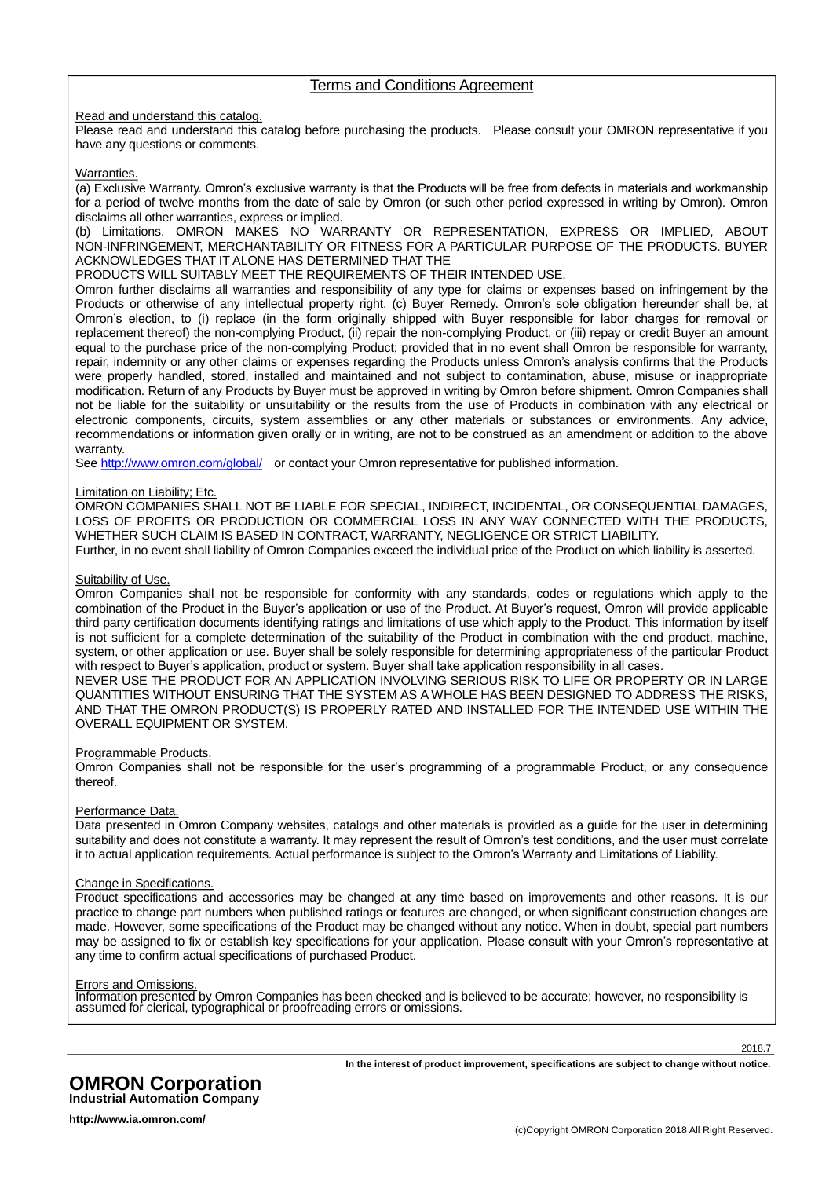## Terms and Conditions Agreement

Read and understand this catalog.

Please read and understand this catalog before purchasing the products. Please consult your OMRON representative if you have any questions or comments.

Warranties.

(a) Exclusive Warranty. Omron's exclusive warranty is that the Products will be free from defects in materials and workmanship for a period of twelve months from the date of sale by Omron (or such other period expressed in writing by Omron). Omron disclaims all other warranties, express or implied.

(b) Limitations. OMRON MAKES NO WARRANTY OR REPRESENTATION, EXPRESS OR IMPLIED, ABOUT NON-INFRINGEMENT, MERCHANTABILITY OR FITNESS FOR A PARTICULAR PURPOSE OF THE PRODUCTS. BUYER ACKNOWLEDGES THAT IT ALONE HAS DETERMINED THAT THE PRODUCTS WILL SUITABLY MEET THE REQUIREMENTS OF THEIR INTENDED USE.

Omron further disclaims all warranties and responsibility of any type for claims or expenses based on infringement by the Products or otherwise of any intellectual property right. (c) Buyer Remedy. Omron's sole obligation hereunder shall be, at Omron's election, to (i) replace (in the form originally shipped with Buyer responsible for labor charges for removal or replacement thereof) the non-complying Product, (ii) repair the non-complying Product, or (iii) repay or credit Buyer an amount equal to the purchase price of the non-complying Product; provided that in no event shall Omron be responsible for warranty, repair, indemnity or any other claims or expenses regarding the Products unless Omron's analysis confirms that the Products were properly handled, stored, installed and maintained and not subject to contamination, abuse, misuse or inappropriate modification. Return of any Products by Buyer must be approved in writing by Omron before shipment. Omron Companies shall not be liable for the suitability or unsuitability or the results from the use of Products in combination with any electrical or electronic components, circuits, system assemblies or any other materials or substances or environments. Any advice, recommendations or information given orally or in writing, are not to be construed as an amendment or addition to the above warranty.

See http://www.omron.com/global/ or contact your Omron representative for published information.

Limitation on Liability; Etc.

OMRON COMPANIES SHALL NOT BE LIABLE FOR SPECIAL, INDIRECT, INCIDENTAL, OR CONSEQUENTIAL DAMAGES, LOSS OF PROFITS OR PRODUCTION OR COMMERCIAL LOSS IN ANY WAY CONNECTED WITH THE PRODUCTS, WHETHER SUCH CLAIM IS BASED IN CONTRACT, WARRANTY, NEGLIGENCE OR STRICT LIABILITY.

Further, in no event shall liability of Omron Companies exceed the individual price of the Product on which liability is asserted.

Suitability of Use.

Omron Companies shall not be responsible for conformity with any standards, codes or regulations which apply to the combination of the Product in the Buyer's application or use of the Product. At Buyer's request, Omron will provide applicable third party certification documents identifying ratings and limitations of use which apply to the Product. This information by itself is not sufficient for a complete determination of the suitability of the Product in combination with the end product, machine, system, or other application or use. Buyer shall be solely responsible for determining appropriateness of the particular Product with respect to Buyer's application, product or system. Buyer shall take application responsibility in all cases.

NEVER USE THE PRODUCT FOR AN APPLICATION INVOLVING SERIOUS RISK TO LIFE OR PROPERTY OR IN LARGE QUANTITIES WITHOUT ENSURING THAT THE SYSTEM AS A WHOLE HAS BEEN DESIGNED TO ADDRESS THE RISKS, AND THAT THE OMRON PRODUCT(S) IS PROPERLY RATED AND INSTALLED FOR THE INTENDED USE WITHIN THE OVERALL EQUIPMENT OR SYSTEM.

Programmable Products.

Omron Companies shall not be responsible for the user's programming of a programmable Product, or any consequence thereof.

Performance Data.

Data presented in Omron Company websites, catalogs and other materials is provided as a guide for the user in determining suitability and does not constitute a warranty. It may represent the result of Omron's test conditions, and the user must correlate it to actual application requirements. Actual performance is subject to the Omron's Warranty and Limitations of Liability.

Change in Specifications.

Product specifications and accessories may be changed at any time based on improvements and other reasons. It is our practice to change part numbers when published ratings or features are changed, or when significant construction changes are made. However, some specifications of the Product may be changed without any notice. When in doubt, special part numbers may be assigned to fix or establish key specifications for your application. Please consult with your Omron's representative at any time to confirm actual specifications of purchased Product.

Errors and Omissions.

Information presented by Omron Companies has been checked and is believed to be accurate; however, no responsibility is assumed for clerical, typographical or proofreading errors or omissions.

2018.7

**In the interest of product improvement, specifications are subject to change without notice.**

**OMRON Corporation**
**Industrial Automation Company**

**http://www.ia.omron.com/**

(c)Copyright OMRON Corporation 2018 All Right Reserved.